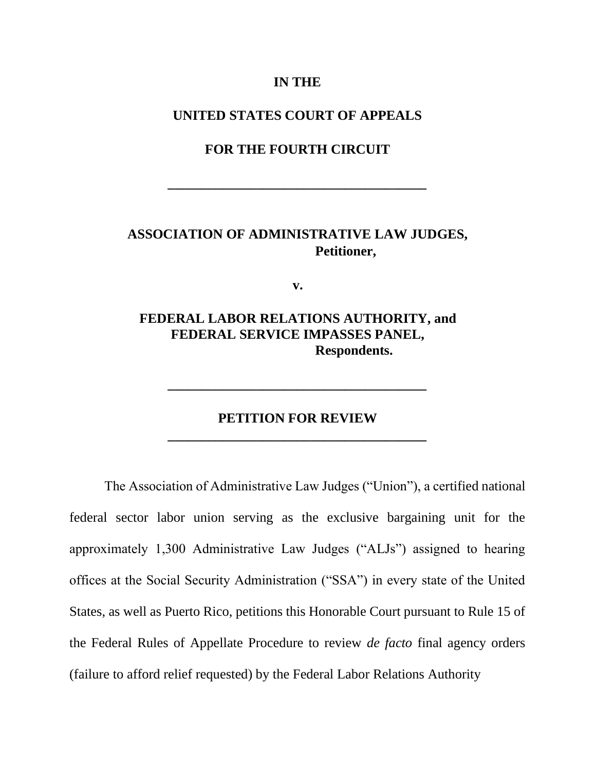**IN THE**

**UNITED STATES COURT OF APPEALS**

**FOR THE FOURTH CIRCUIT**

---

**ASSOCIATION OF ADMINISTRATIVE LAW JUDGES,**
**Petitioner,**

**v.**

**FEDERAL LABOR RELATIONS AUTHORITY, and**
**FEDERAL SERVICE IMPASSES PANEL,**
**Respondents.**

---

**PETITION FOR REVIEW**

---

The Association of Administrative Law Judges ("Union"), a certified national federal sector labor union serving as the exclusive bargaining unit for the approximately 1,300 Administrative Law Judges ("ALJs") assigned to hearing offices at the Social Security Administration ("SSA") in every state of the United States, as well as Puerto Rico, petitions this Honorable Court pursuant to Rule 15 of the Federal Rules of Appellate Procedure to review *de facto* final agency orders (failure to afford relief requested) by the Federal Labor Relations Authority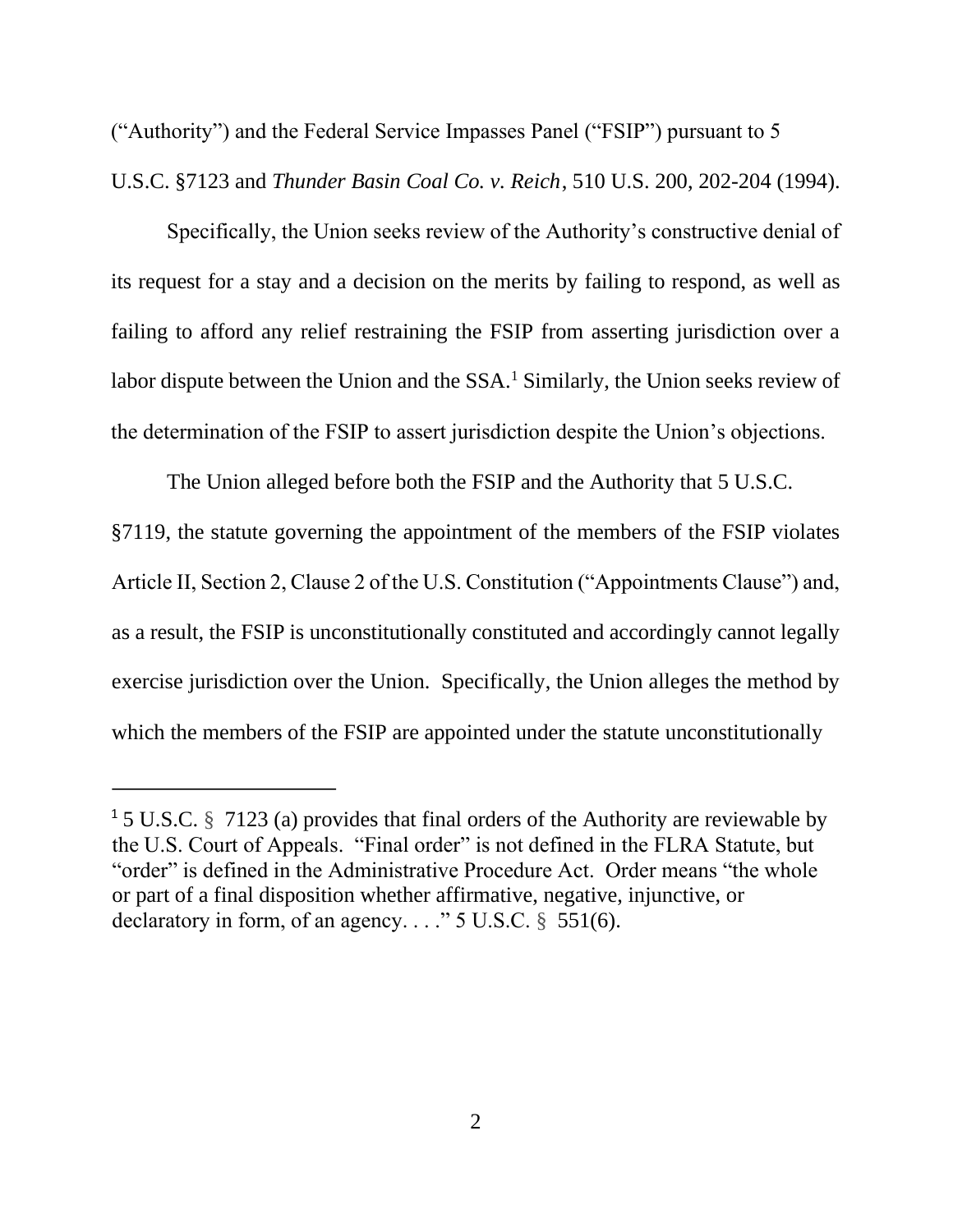("Authority") and the Federal Service Impasses Panel ("FSIP") pursuant to 5 U.S.C. §7123 and *Thunder Basin Coal Co. v. Reich*, 510 U.S. 200, 202-204 (1994).

Specifically, the Union seeks review of the Authority's constructive denial of its request for a stay and a decision on the merits by failing to respond, as well as failing to afford any relief restraining the FSIP from asserting jurisdiction over a labor dispute between the Union and the SSA.[1] Similarly, the Union seeks review of the determination of the FSIP to assert jurisdiction despite the Union's objections.

The Union alleged before both the FSIP and the Authority that 5 U.S.C. §7119, the statute governing the appointment of the members of the FSIP violates Article II, Section 2, Clause 2 of the U.S. Constitution ("Appointments Clause") and, as a result, the FSIP is unconstitutionally constituted and accordingly cannot legally exercise jurisdiction over the Union. Specifically, the Union alleges the method by which the members of the FSIP are appointed under the statute unconstitutionally

---

[1] 5 U.S.C. § 7123 (a) provides that final orders of the Authority are reviewable by the U.S. Court of Appeals. "Final order" is not defined in the FLRA Statute, but "order" is defined in the Administrative Procedure Act. Order means "the whole or part of a final disposition whether affirmative, negative, injunctive, or declaratory in form, of an agency. . . ." 5 U.S.C. § 551(6).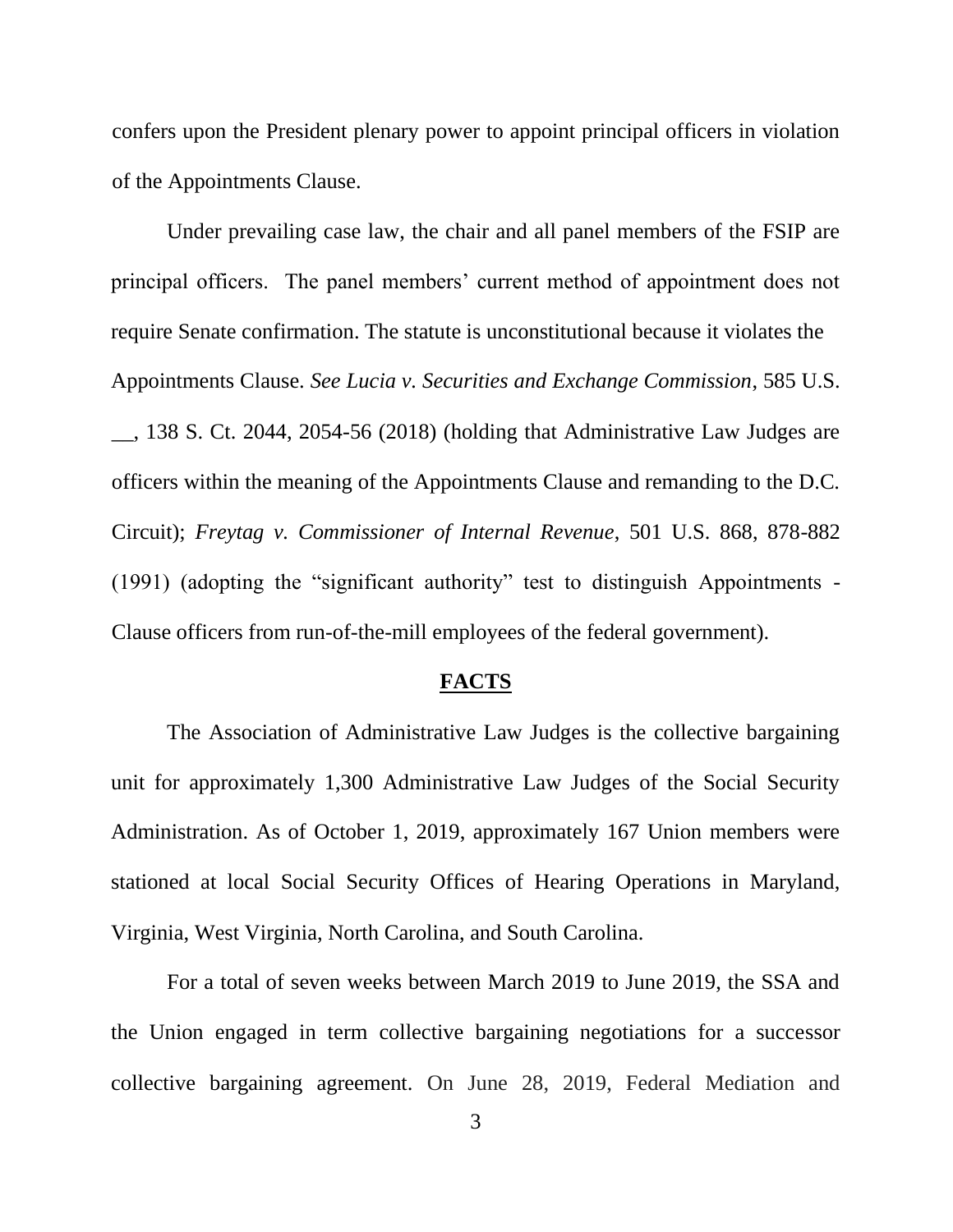confers upon the President plenary power to appoint principal officers in violation of the Appointments Clause.

Under prevailing case law, the chair and all panel members of the FSIP are principal officers. The panel members' current method of appointment does not require Senate confirmation. The statute is unconstitutional because it violates the Appointments Clause. *See Lucia v. Securities and Exchange Commission*, 585 U.S. __, 138 S. Ct. 2044, 2054-56 (2018) (holding that Administrative Law Judges are officers within the meaning of the Appointments Clause and remanding to the D.C. Circuit); *Freytag v. Commissioner of Internal Revenue*, 501 U.S. 868, 878-882 (1991) (adopting the "significant authority" test to distinguish Appointments - Clause officers from run-of-the-mill employees of the federal government).

## FACTS

The Association of Administrative Law Judges is the collective bargaining unit for approximately 1,300 Administrative Law Judges of the Social Security Administration. As of October 1, 2019, approximately 167 Union members were stationed at local Social Security Offices of Hearing Operations in Maryland, Virginia, West Virginia, North Carolina, and South Carolina.

For a total of seven weeks between March 2019 to June 2019, the SSA and the Union engaged in term collective bargaining negotiations for a successor collective bargaining agreement. On June 28, 2019, Federal Mediation and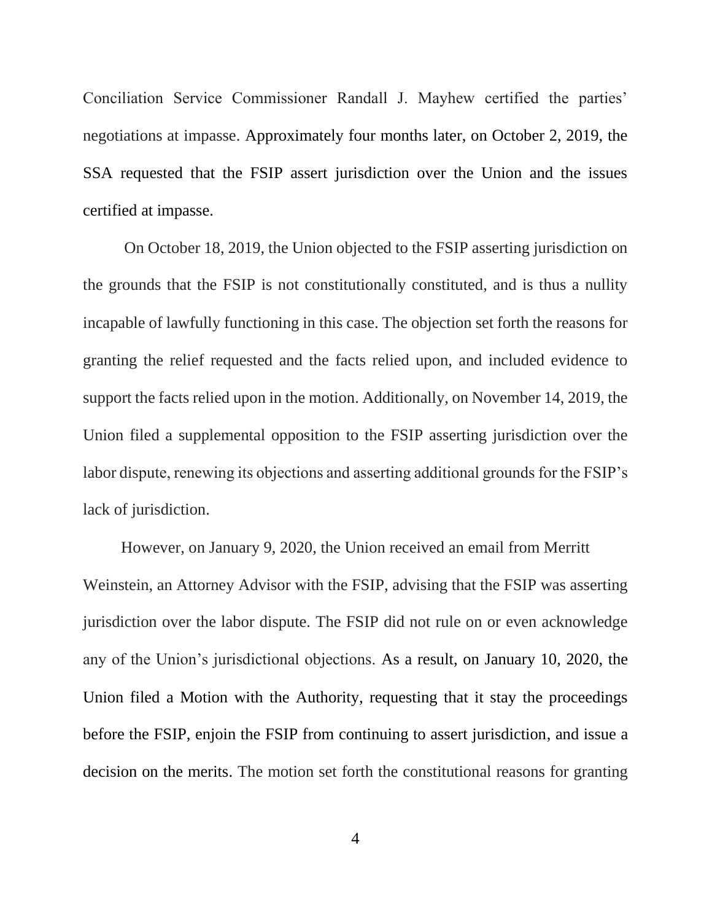Conciliation Service Commissioner Randall J. Mayhew certified the parties' negotiations at impasse. Approximately four months later, on October 2, 2019, the SSA requested that the FSIP assert jurisdiction over the Union and the issues certified at impasse.

On October 18, 2019, the Union objected to the FSIP asserting jurisdiction on the grounds that the FSIP is not constitutionally constituted, and is thus a nullity incapable of lawfully functioning in this case. The objection set forth the reasons for granting the relief requested and the facts relied upon, and included evidence to support the facts relied upon in the motion. Additionally, on November 14, 2019, the Union filed a supplemental opposition to the FSIP asserting jurisdiction over the labor dispute, renewing its objections and asserting additional grounds for the FSIP's lack of jurisdiction.

However, on January 9, 2020, the Union received an email from Merritt Weinstein, an Attorney Advisor with the FSIP, advising that the FSIP was asserting jurisdiction over the labor dispute. The FSIP did not rule on or even acknowledge any of the Union's jurisdictional objections. As a result, on January 10, 2020, the Union filed a Motion with the Authority, requesting that it stay the proceedings before the FSIP, enjoin the FSIP from continuing to assert jurisdiction, and issue a decision on the merits. The motion set forth the constitutional reasons for granting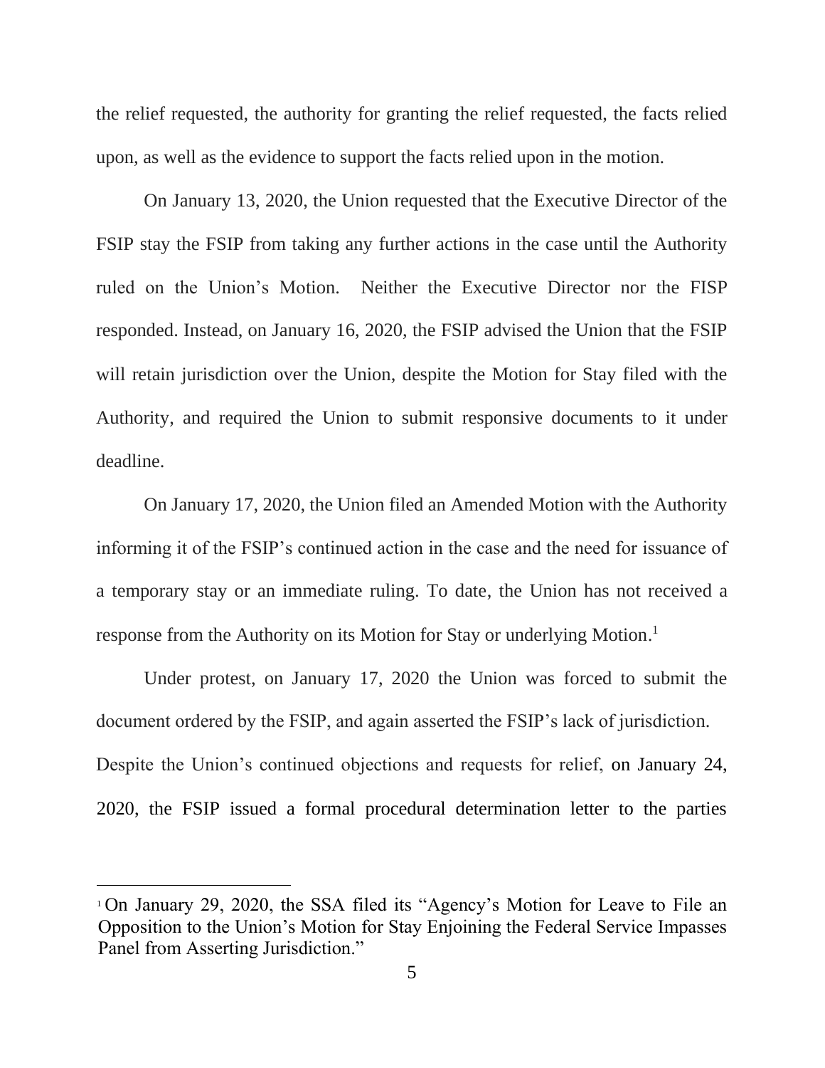the relief requested, the authority for granting the relief requested, the facts relied upon, as well as the evidence to support the facts relied upon in the motion.

On January 13, 2020, the Union requested that the Executive Director of the FSIP stay the FSIP from taking any further actions in the case until the Authority ruled on the Union's Motion. Neither the Executive Director nor the FISP responded. Instead, on January 16, 2020, the FSIP advised the Union that the FSIP will retain jurisdiction over the Union, despite the Motion for Stay filed with the Authority, and required the Union to submit responsive documents to it under deadline.

On January 17, 2020, the Union filed an Amended Motion with the Authority informing it of the FSIP's continued action in the case and the need for issuance of a temporary stay or an immediate ruling. To date, the Union has not received a response from the Authority on its Motion for Stay or underlying Motion.[1]

Under protest, on January 17, 2020 the Union was forced to submit the document ordered by the FSIP, and again asserted the FSIP's lack of jurisdiction. Despite the Union's continued objections and requests for relief, on January 24, 2020, the FSIP issued a formal procedural determination letter to the parties

[1] On January 29, 2020, the SSA filed its "Agency's Motion for Leave to File an Opposition to the Union's Motion for Stay Enjoining the Federal Service Impasses Panel from Asserting Jurisdiction."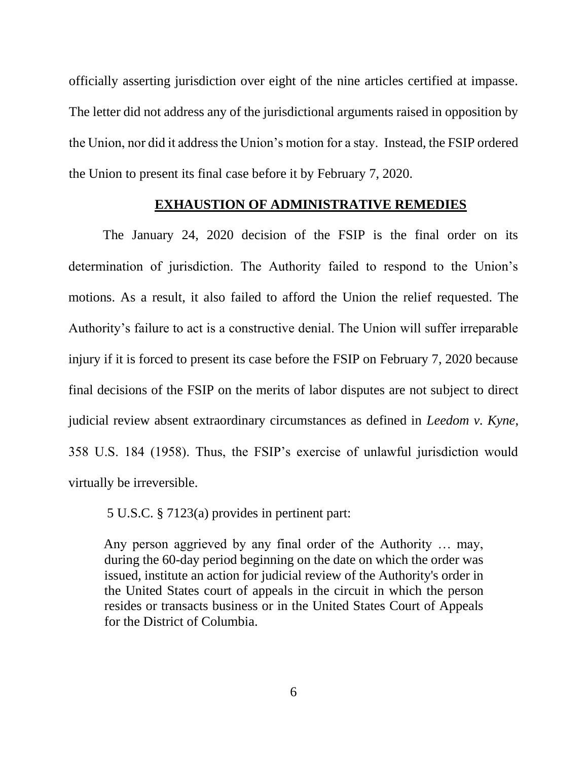officially asserting jurisdiction over eight of the nine articles certified at impasse. The letter did not address any of the jurisdictional arguments raised in opposition by the Union, nor did it address the Union's motion for a stay. Instead, the FSIP ordered the Union to present its final case before it by February 7, 2020.

## EXHAUSTION OF ADMINISTRATIVE REMEDIES

The January 24, 2020 decision of the FSIP is the final order on its determination of jurisdiction. The Authority failed to respond to the Union's motions. As a result, it also failed to afford the Union the relief requested. The Authority's failure to act is a constructive denial. The Union will suffer irreparable injury if it is forced to present its case before the FSIP on February 7, 2020 because final decisions of the FSIP on the merits of labor disputes are not subject to direct judicial review absent extraordinary circumstances as defined in *Leedom v. Kyne*, 358 U.S. 184 (1958). Thus, the FSIP's exercise of unlawful jurisdiction would virtually be irreversible.

5 U.S.C. § 7123(a) provides in pertinent part:

> Any person aggrieved by any final order of the Authority … may, during the 60-day period beginning on the date on which the order was issued, institute an action for judicial review of the Authority's order in the United States court of appeals in the circuit in which the person resides or transacts business or in the United States Court of Appeals for the District of Columbia.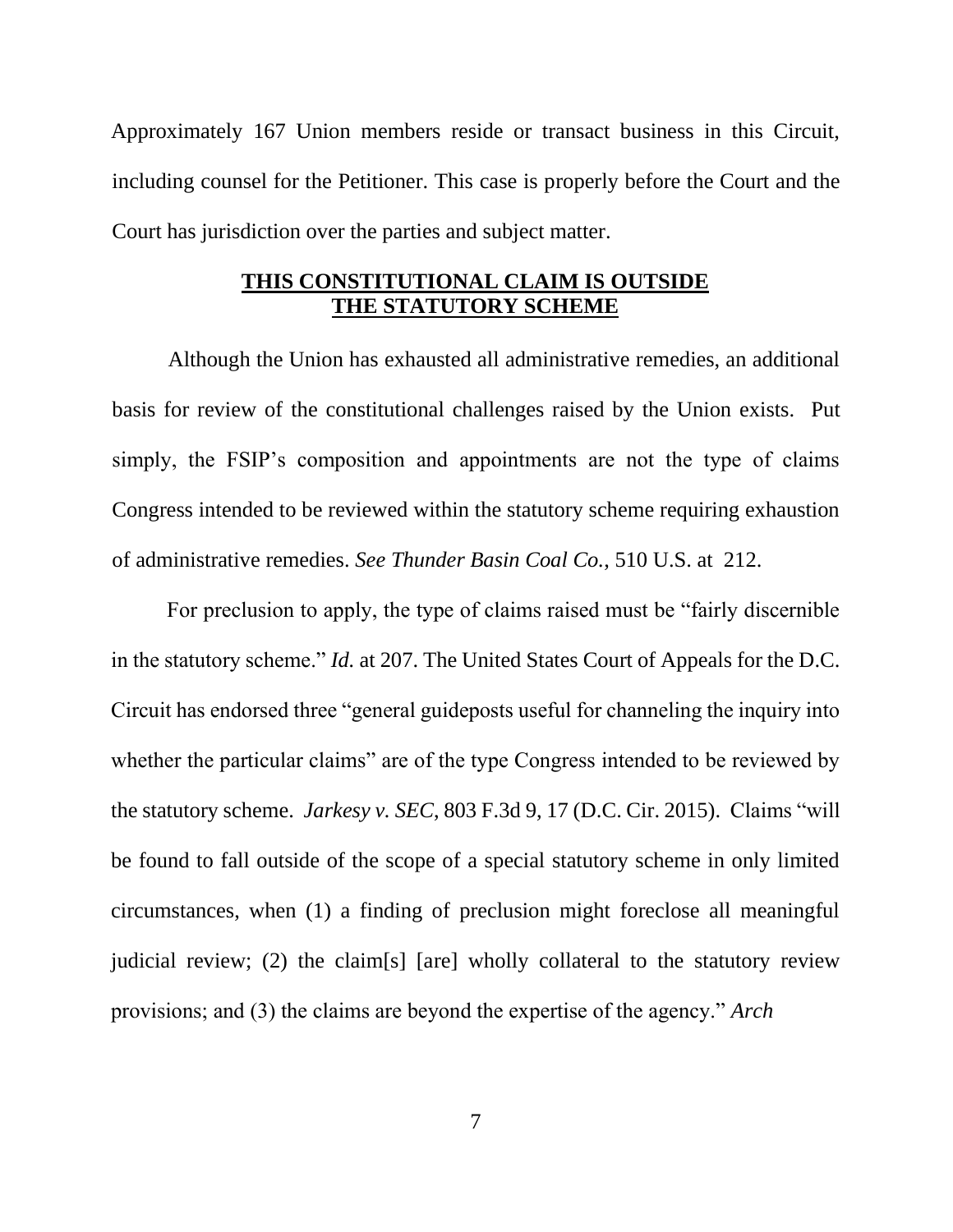Approximately 167 Union members reside or transact business in this Circuit, including counsel for the Petitioner. This case is properly before the Court and the Court has jurisdiction over the parties and subject matter.

## **<u>THIS CONSTITUTIONAL CLAIM IS OUTSIDE THE STATUTORY SCHEME</u>**

Although the Union has exhausted all administrative remedies, an additional basis for review of the constitutional challenges raised by the Union exists. Put simply, the FSIP's composition and appointments are not the type of claims Congress intended to be reviewed within the statutory scheme requiring exhaustion of administrative remedies. *See Thunder Basin Coal Co.*, 510 U.S. at 212.

For preclusion to apply, the type of claims raised must be "fairly discernible in the statutory scheme." *Id.* at 207. The United States Court of Appeals for the D.C. Circuit has endorsed three "general guideposts useful for channeling the inquiry into whether the particular claims" are of the type Congress intended to be reviewed by the statutory scheme. *Jarkesy v. SEC*, 803 F.3d 9, 17 (D.C. Cir. 2015). Claims "will be found to fall outside of the scope of a special statutory scheme in only limited circumstances, when (1) a finding of preclusion might foreclose all meaningful judicial review; (2) the claim[s] [are] wholly collateral to the statutory review provisions; and (3) the claims are beyond the expertise of the agency." *Arch*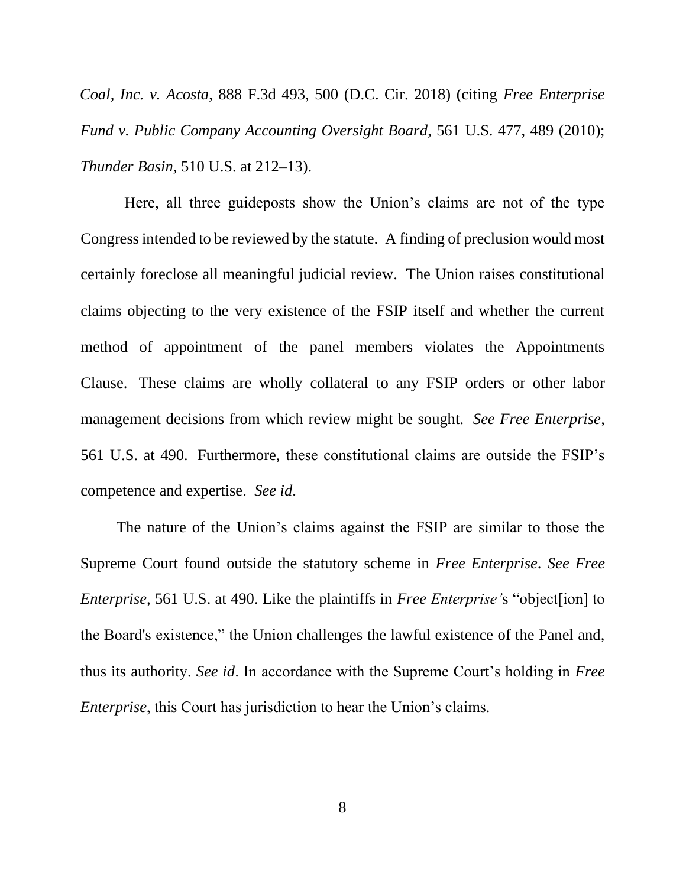*Coal, Inc. v. Acosta*, 888 F.3d 493, 500 (D.C. Cir. 2018) (citing *Free Enterprise Fund v. Public Company Accounting Oversight Board*, 561 U.S. 477, 489 (2010); *Thunder Basin*, 510 U.S. at 212–13).

Here, all three guideposts show the Union's claims are not of the type Congress intended to be reviewed by the statute. A finding of preclusion would most certainly foreclose all meaningful judicial review. The Union raises constitutional claims objecting to the very existence of the FSIP itself and whether the current method of appointment of the panel members violates the Appointments Clause. These claims are wholly collateral to any FSIP orders or other labor management decisions from which review might be sought. *See Free Enterprise*, 561 U.S. at 490. Furthermore, these constitutional claims are outside the FSIP's competence and expertise. *See id*.

The nature of the Union's claims against the FSIP are similar to those the Supreme Court found outside the statutory scheme in *Free Enterprise*. *See Free Enterprise*, 561 U.S. at 490. Like the plaintiffs in *Free Enterprise'*s "object[ion] to the Board's existence," the Union challenges the lawful existence of the Panel and, thus its authority. *See id*. In accordance with the Supreme Court's holding in *Free Enterprise*, this Court has jurisdiction to hear the Union's claims.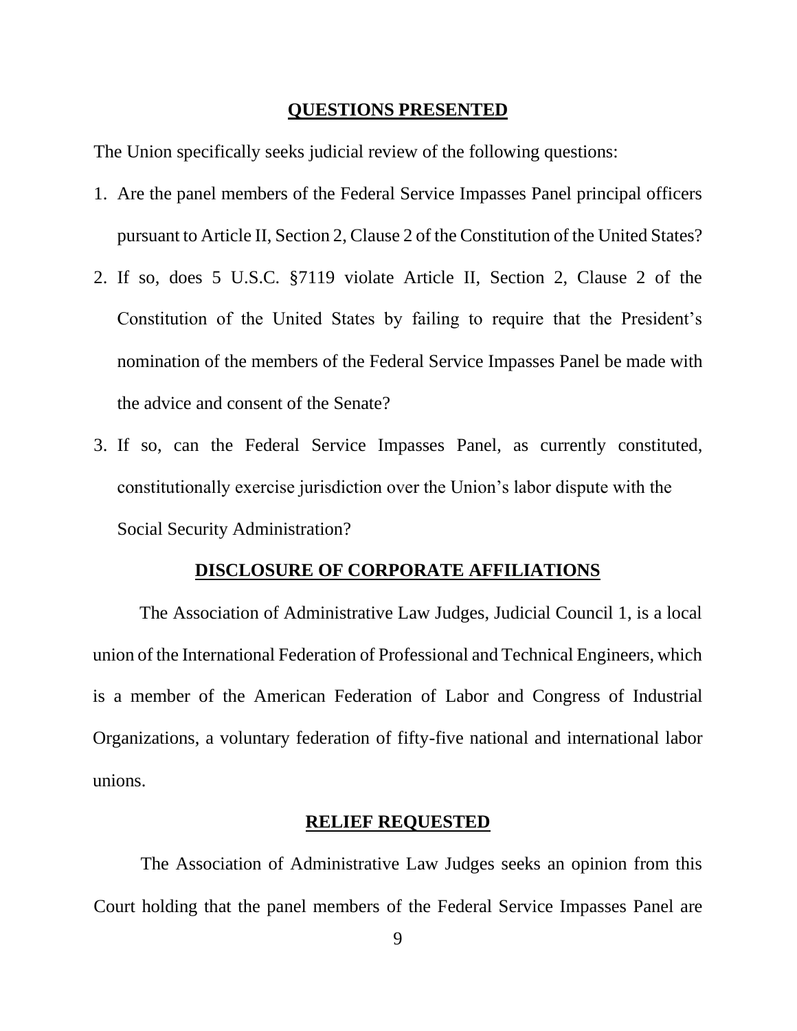## QUESTIONS PRESENTED

The Union specifically seeks judicial review of the following questions:

1. Are the panel members of the Federal Service Impasses Panel principal officers pursuant to Article II, Section 2, Clause 2 of the Constitution of the United States?
2. If so, does 5 U.S.C. §7119 violate Article II, Section 2, Clause 2 of the Constitution of the United States by failing to require that the President's nomination of the members of the Federal Service Impasses Panel be made with the advice and consent of the Senate?
3. If so, can the Federal Service Impasses Panel, as currently constituted, constitutionally exercise jurisdiction over the Union's labor dispute with the Social Security Administration?

## DISCLOSURE OF CORPORATE AFFILIATIONS

The Association of Administrative Law Judges, Judicial Council 1, is a local union of the International Federation of Professional and Technical Engineers, which is a member of the American Federation of Labor and Congress of Industrial Organizations, a voluntary federation of fifty-five national and international labor unions.

## RELIEF REQUESTED

The Association of Administrative Law Judges seeks an opinion from this Court holding that the panel members of the Federal Service Impasses Panel are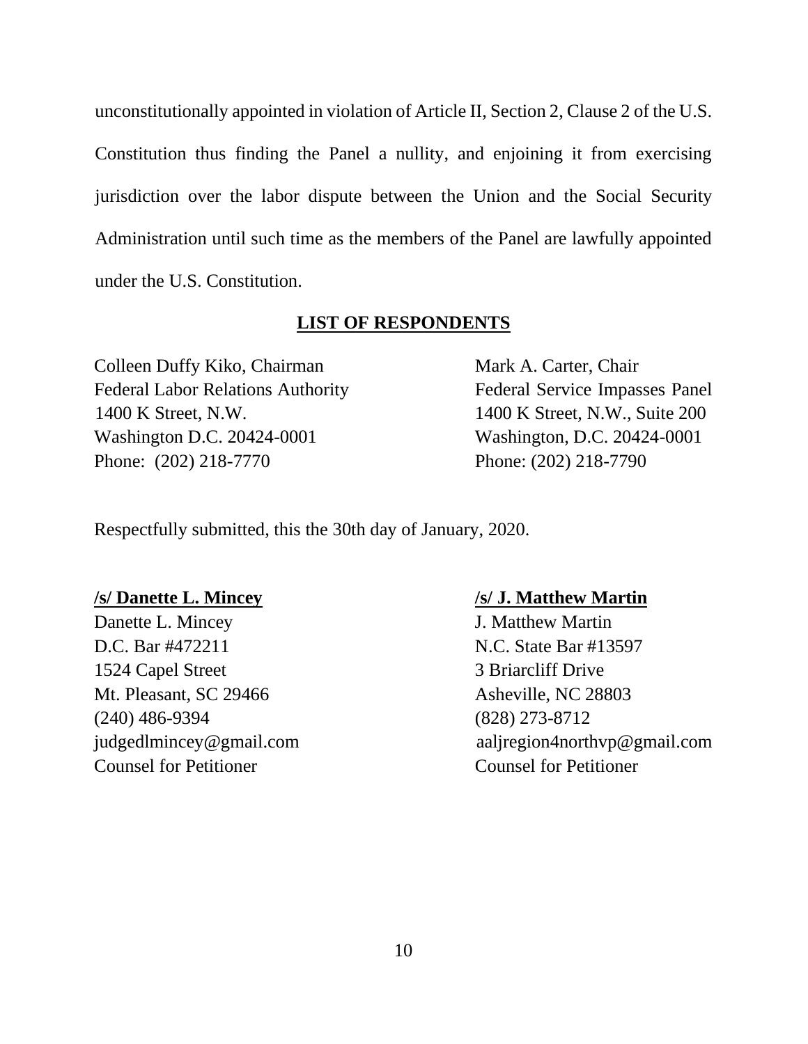unconstitutionally appointed in violation of Article II, Section 2, Clause 2 of the U.S. Constitution thus finding the Panel a nullity, and enjoining it from exercising jurisdiction over the labor dispute between the Union and the Social Security Administration until such time as the members of the Panel are lawfully appointed under the U.S. Constitution.

## LIST OF RESPONDENTS

Colleen Duffy Kiko, Chairman
Federal Labor Relations Authority
1400 K Street, N.W.
Washington D.C. 20424-0001
Phone: (202) 218-7770

Mark A. Carter, Chair
Federal Service Impasses Panel
1400 K Street, N.W., Suite 200
Washington, D.C. 20424-0001
Phone: (202) 218-7790

Respectfully submitted, this the 30th day of January, 2020.

**/s/ Danette L. Mincey**
Danette L. Mincey
D.C. Bar #472211
1524 Capel Street
Mt. Pleasant, SC 29466
(240) 486-9394
judgedlmincey@gmail.com
Counsel for Petitioner

**/s/ J. Matthew Martin**
J. Matthew Martin
N.C. State Bar #13597
3 Briarcliff Drive
Asheville, NC 28803
(828) 273-8712
aaljregion4northvp@gmail.com
Counsel for Petitioner